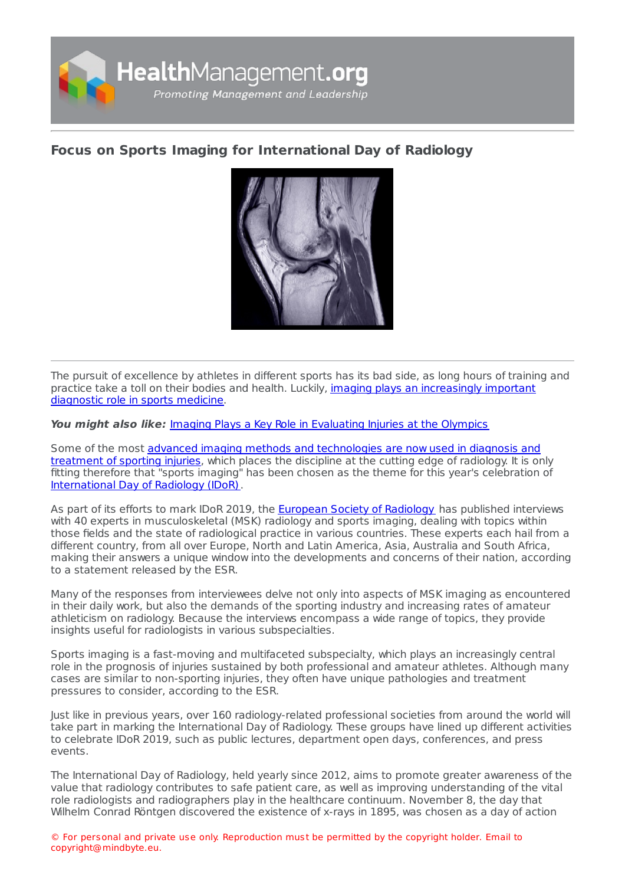# Focus on Sports Imaging for International Day of Radiology

The pursuit of excellence by athletes in different sports has its bad side, as long hours of training and practice take a toll on their bodies and health. Luckily, imaging plays an increasingly important diagnostic role in sports medicine.

***You might also like:*** Imaging Plays a Key Role in Evaluating Injuries at the Olympics

Some of the most advanced imaging methods and technologies are now used in diagnosis and treatment of sporting injuries, which places the discipline at the cutting edge of radiology. It is only fitting therefore that "sports imaging" has been chosen as the theme for this year's celebration of International Day of Radiology (IDoR).

As part of its efforts to mark IDoR 2019, the European Society of Radiology has published interviews with 40 experts in musculoskeletal (MSK) radiology and sports imaging, dealing with topics within those fields and the state of radiological practice in various countries. These experts each hail from a different country, from all over Europe, North and Latin America, Asia, Australia and South Africa, making their answers a unique window into the developments and concerns of their nation, according to a statement released by the ESR.

Many of the responses from interviewees delve not only into aspects of MSK imaging as encountered in their daily work, but also the demands of the sporting industry and increasing rates of amateur athleticism on radiology. Because the interviews encompass a wide range of topics, they provide insights useful for radiologists in various subspecialties.

Sports imaging is a fast-moving and multifaceted subspecialty, which plays an increasingly central role in the prognosis of injuries sustained by both professional and amateur athletes. Although many cases are similar to non-sporting injuries, they often have unique pathologies and treatment pressures to consider, according to the ESR.

Just like in previous years, over 160 radiology-related professional societies from around the world will take part in marking the International Day of Radiology. These groups have lined up different activities to celebrate IDoR 2019, such as public lectures, department open days, conferences, and press events.

The International Day of Radiology, held yearly since 2012, aims to promote greater awareness of the value that radiology contributes to safe patient care, as well as improving understanding of the vital role radiologists and radiographers play in the healthcare continuum. November 8, the day that Wilhelm Conrad Röntgen discovered the existence of x-rays in 1895, was chosen as a day of action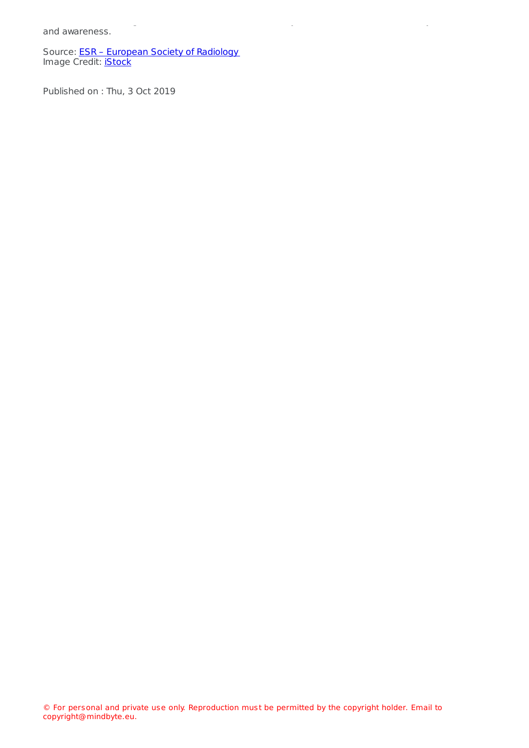and awareness.

Source: [ESR – European Society of Radiology](ESR – European Society of Radiology)
Image Credit: [iStock](iStock)

Published on : Thu, 3 Oct 2019

© For personal and private use only. Reproduction must be permitted by the copyright holder. Email to copyright@mindbyte.eu.